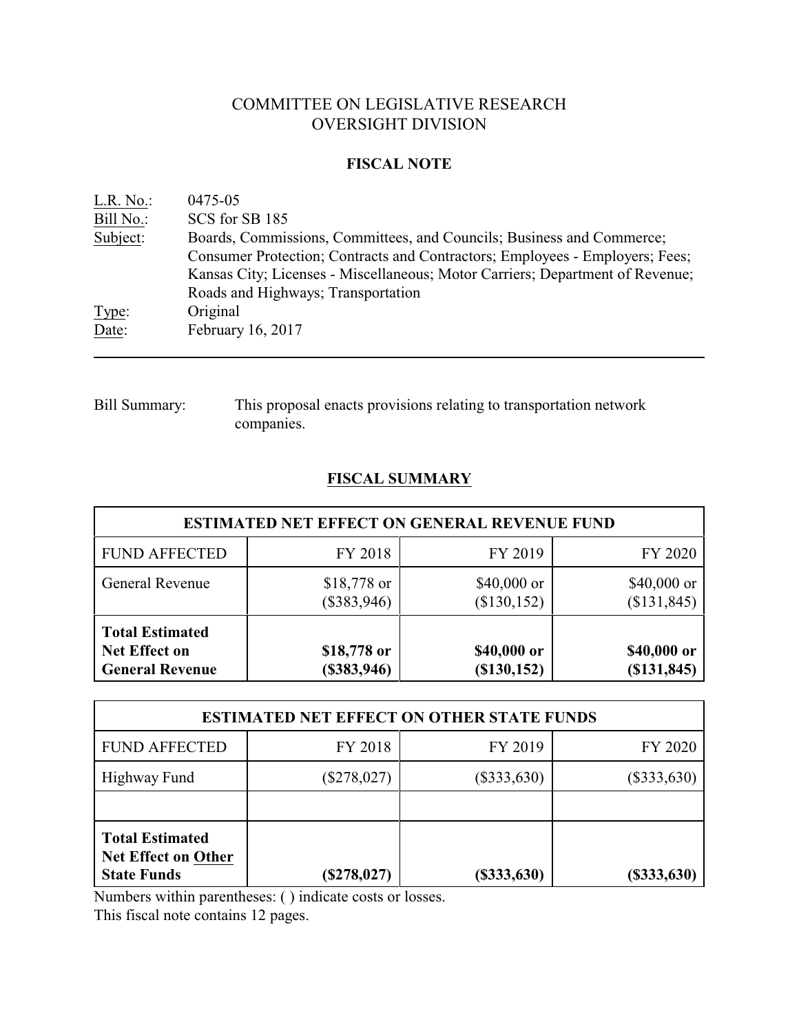# COMMITTEE ON LEGISLATIVE RESEARCH
# OVERSIGHT DIVISION

## FISCAL NOTE

L.R. No.: 0475-05
Bill No.: SCS for SB 185
Subject: Boards, Commissions, Committees, and Councils; Business and Commerce; Consumer Protection; Contracts and Contractors; Employees - Employers; Fees; Kansas City; Licenses - Miscellaneous; Motor Carriers; Department of Revenue; Roads and Highways; Transportation
Type: Original
Date: February 16, 2017

---

Bill Summary: This proposal enacts provisions relating to transportation network companies.

## FISCAL SUMMARY

| ESTIMATED NET EFFECT ON GENERAL REVENUE FUND | | | |
|---|---|---|---|
| FUND AFFECTED | FY 2018 | FY 2019 | FY 2020 |
| General Revenue | $18,778 or ($383,946) | $40,000 or ($130,152) | $40,000 or ($131,845) |
| **Total Estimated Net Effect on General Revenue** | **$18,778 or ($383,946)** | **$40,000 or ($130,152)** | **$40,000 or ($131,845)** |

| ESTIMATED NET EFFECT ON OTHER STATE FUNDS | | | |
|---|---|---|---|
| FUND AFFECTED | FY 2018 | FY 2019 | FY 2020 |
| Highway Fund | ($278,027) | ($333,630) | ($333,630) |
| | | | |
| **Total Estimated Net Effect on Other State Funds** | **($278,027)** | **($333,630)** | **($333,630)** |

Numbers within parentheses: ( ) indicate costs or losses.
This fiscal note contains 12 pages.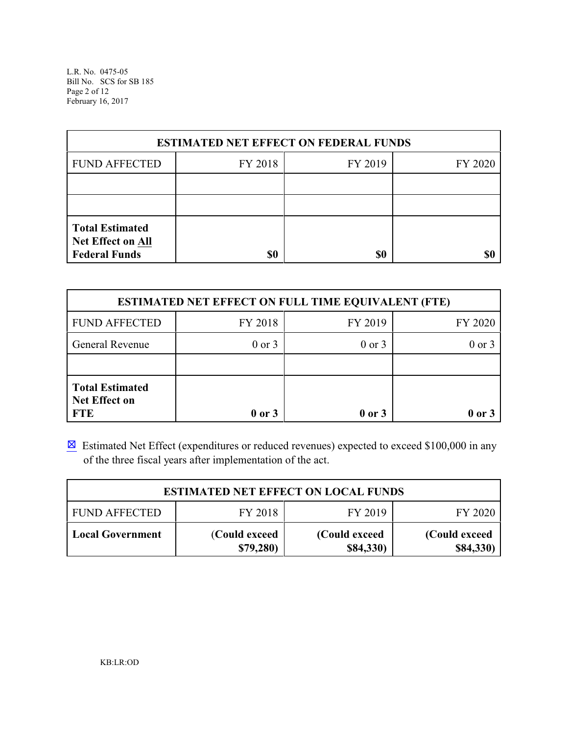| ESTIMATED NET EFFECT ON FEDERAL FUNDS | | | |
|---|---|---|---|
| FUND AFFECTED | FY 2018 | FY 2019 | FY 2020 |
| | | | |
| | | | |
| **Total Estimated Net Effect on All Federal Funds** | **$0** | **$0** | **$0** |

| ESTIMATED NET EFFECT ON FULL TIME EQUIVALENT (FTE) | | | |
|---|---|---|---|
| FUND AFFECTED | FY 2018 | FY 2019 | FY 2020 |
| General Revenue | 0 or 3 | 0 or 3 | 0 or 3 |
| | | | |
| **Total Estimated Net Effect on FTE** | **0 or 3** | **0 or 3** | **0 or 3** |

☒ Estimated Net Effect (expenditures or reduced revenues) expected to exceed $100,000 in any of the three fiscal years after implementation of the act.

| ESTIMATED NET EFFECT ON LOCAL FUNDS | | | |
|---|---|---|---|
| FUND AFFECTED | FY 2018 | FY 2019 | FY 2020 |
| **Local Government** | **(Could exceed $79,280)** | **(Could exceed $84,330)** | **(Could exceed $84,330)** |

KB:LR:OD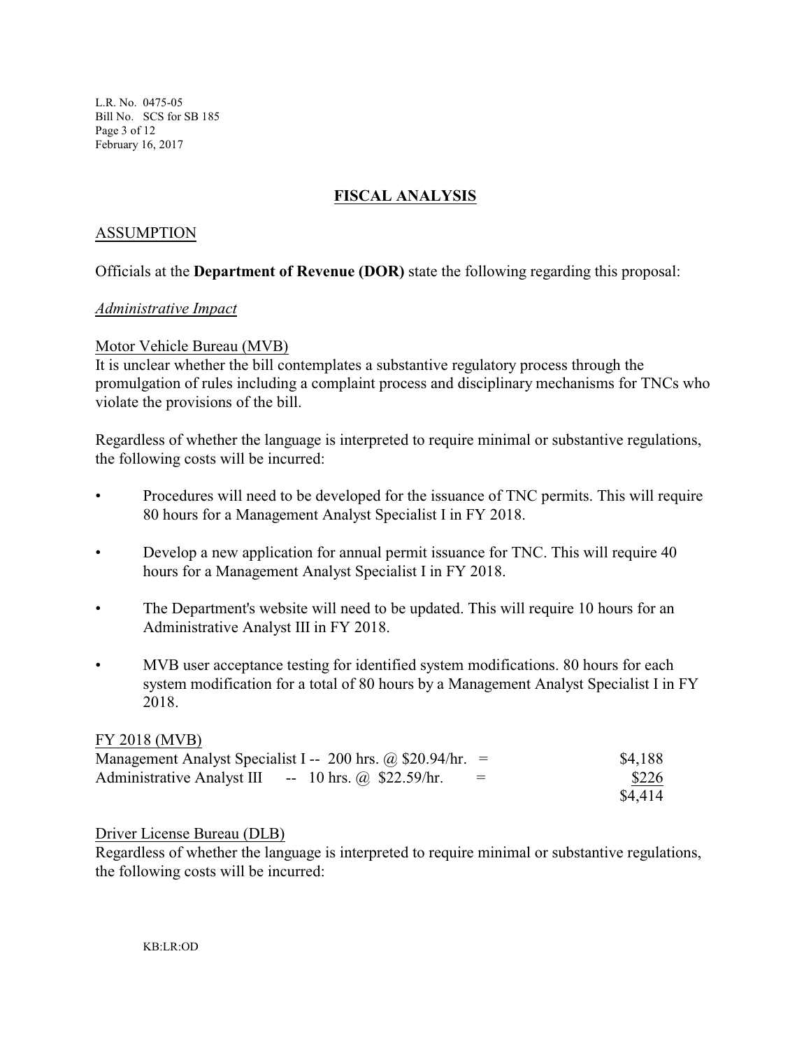## FISCAL ANALYSIS

### ASSUMPTION

Officials at the **Department of Revenue (DOR)** state the following regarding this proposal:

*Administrative Impact*

Motor Vehicle Bureau (MVB)
It is unclear whether the bill contemplates a substantive regulatory process through the promulgation of rules including a complaint process and disciplinary mechanisms for TNCs who violate the provisions of the bill.

Regardless of whether the language is interpreted to require minimal or substantive regulations, the following costs will be incurred:

- Procedures will need to be developed for the issuance of TNC permits. This will require 80 hours for a Management Analyst Specialist I in FY 2018.
- Develop a new application for annual permit issuance for TNC. This will require 40 hours for a Management Analyst Specialist I in FY 2018.
- The Department's website will need to be updated. This will require 10 hours for an Administrative Analyst III in FY 2018.
- MVB user acceptance testing for identified system modifications. 80 hours for each system modification for a total of 80 hours by a Management Analyst Specialist I in FY 2018.

FY 2018 (MVB)

| | |
|---|---|
| Management Analyst Specialist I -- 200 hrs. @ $20.94/hr. = | $4,188 |
| Administrative Analyst III -- 10 hrs. @ $22.59/hr. = | $226 |
| | $4,414 |

Driver License Bureau (DLB)
Regardless of whether the language is interpreted to require minimal or substantive regulations, the following costs will be incurred: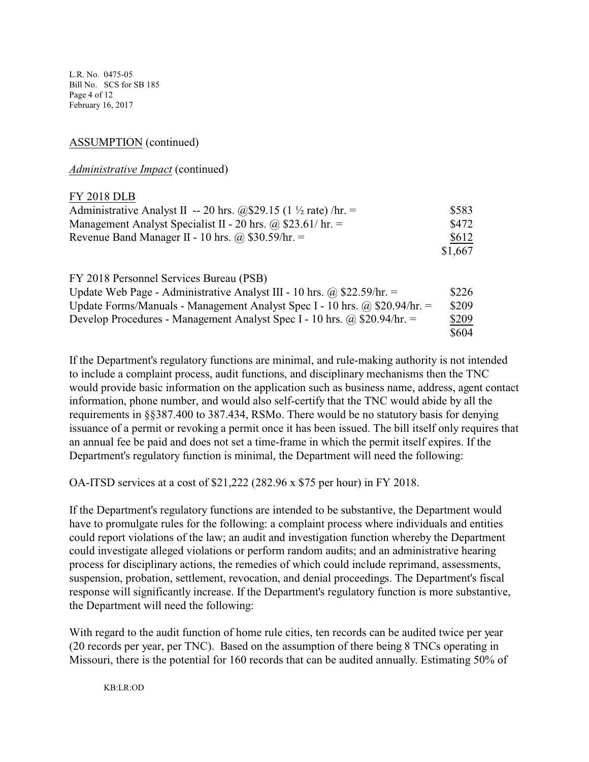ASSUMPTION (continued)

*Administrative Impact* (continued)

FY 2018 DLB

| | |
|---|---|
| Administrative Analyst II -- 20 hrs. @$29.15 (1 ½ rate) /hr. = | $583 |
| Management Analyst Specialist II - 20 hrs. @ $23.61/ hr. = | $472 |
| Revenue Band Manager II - 10 hrs. @ $30.59/hr. = | $612 |
| | $1,667 |

FY 2018 Personnel Services Bureau (PSB)

| | |
|---|---|
| Update Web Page - Administrative Analyst III - 10 hrs. @ $22.59/hr. = | $226 |
| Update Forms/Manuals - Management Analyst Spec I - 10 hrs. @ $20.94/hr. = | $209 |
| Develop Procedures - Management Analyst Spec I - 10 hrs. @ $20.94/hr. = | $209 |
| | $604 |

If the Department's regulatory functions are minimal, and rule-making authority is not intended to include a complaint process, audit functions, and disciplinary mechanisms then the TNC would provide basic information on the application such as business name, address, agent contact information, phone number, and would also self-certify that the TNC would abide by all the requirements in §§387.400 to 387.434, RSMo. There would be no statutory basis for denying issuance of a permit or revoking a permit once it has been issued. The bill itself only requires that an annual fee be paid and does not set a time-frame in which the permit itself expires. If the Department's regulatory function is minimal, the Department will need the following:

OA-ITSD services at a cost of $21,222 (282.96 x $75 per hour) in FY 2018.

If the Department's regulatory functions are intended to be substantive, the Department would have to promulgate rules for the following: a complaint process where individuals and entities could report violations of the law; an audit and investigation function whereby the Department could investigate alleged violations or perform random audits; and an administrative hearing process for disciplinary actions, the remedies of which could include reprimand, assessments, suspension, probation, settlement, revocation, and denial proceedings. The Department's fiscal response will significantly increase. If the Department's regulatory function is more substantive, the Department will need the following:

With regard to the audit function of home rule cities, ten records can be audited twice per year (20 records per year, per TNC). Based on the assumption of there being 8 TNCs operating in Missouri, there is the potential for 160 records that can be audited annually. Estimating 50% of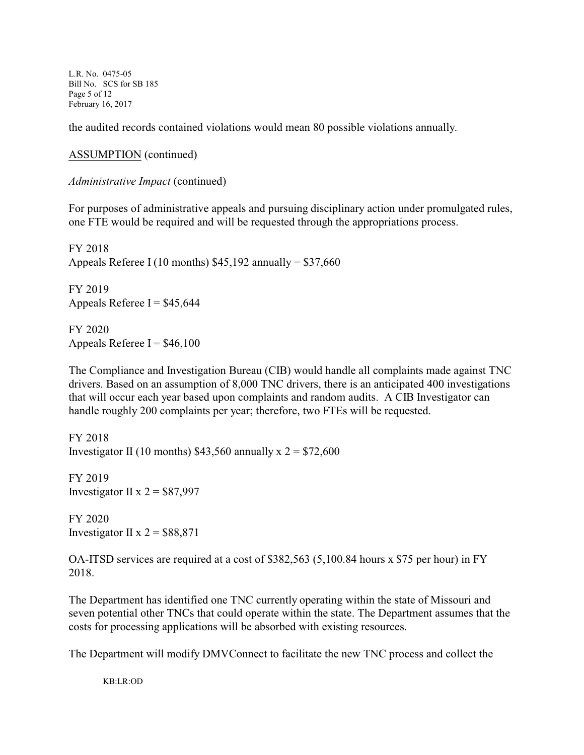the audited records contained violations would mean 80 possible violations annually.

ASSUMPTION (continued)

*Administrative Impact* (continued)

For purposes of administrative appeals and pursuing disciplinary action under promulgated rules, one FTE would be required and will be requested through the appropriations process.

FY 2018
Appeals Referee I (10 months) $45,192 annually = $37,660

FY 2019
Appeals Referee I = $45,644

FY 2020
Appeals Referee I = $46,100

The Compliance and Investigation Bureau (CIB) would handle all complaints made against TNC drivers. Based on an assumption of 8,000 TNC drivers, there is an anticipated 400 investigations that will occur each year based upon complaints and random audits. A CIB Investigator can handle roughly 200 complaints per year; therefore, two FTEs will be requested.

FY 2018
Investigator II (10 months) $43,560 annually x 2 = $72,600

FY 2019
Investigator II x 2 = $87,997

FY 2020
Investigator II x 2 = $88,871

OA-ITSD services are required at a cost of $382,563 (5,100.84 hours x $75 per hour) in FY 2018.

The Department has identified one TNC currently operating within the state of Missouri and seven potential other TNCs that could operate within the state. The Department assumes that the costs for processing applications will be absorbed with existing resources.

The Department will modify DMVConnect to facilitate the new TNC process and collect the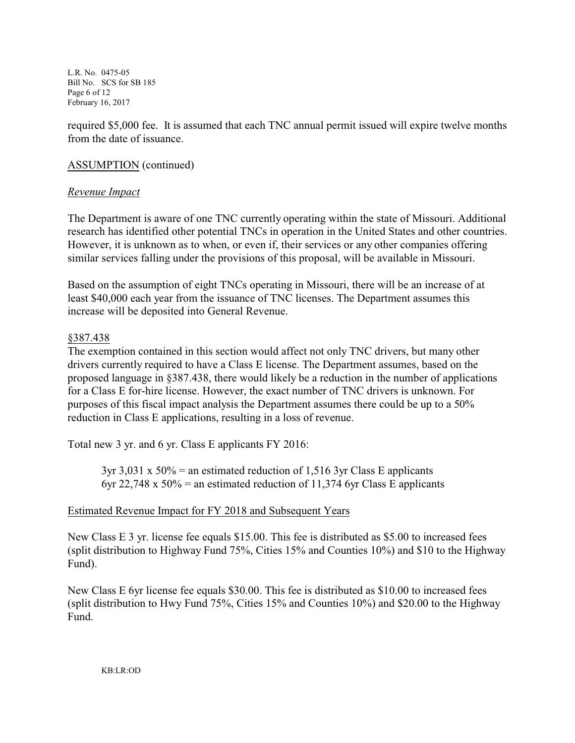required $5,000 fee. It is assumed that each TNC annual permit issued will expire twelve months from the date of issuance.

ASSUMPTION (continued)

*Revenue Impact*

The Department is aware of one TNC currently operating within the state of Missouri. Additional research has identified other potential TNCs in operation in the United States and other countries. However, it is unknown as to when, or even if, their services or any other companies offering similar services falling under the provisions of this proposal, will be available in Missouri.

Based on the assumption of eight TNCs operating in Missouri, there will be an increase of at least $40,000 each year from the issuance of TNC licenses. The Department assumes this increase will be deposited into General Revenue.

§387.438

The exemption contained in this section would affect not only TNC drivers, but many other drivers currently required to have a Class E license. The Department assumes, based on the proposed language in §387.438, there would likely be a reduction in the number of applications for a Class E for-hire license. However, the exact number of TNC drivers is unknown. For purposes of this fiscal impact analysis the Department assumes there could be up to a 50% reduction in Class E applications, resulting in a loss of revenue.

Total new 3 yr. and 6 yr. Class E applicants FY 2016:

> 3yr 3,031 x 50% = an estimated reduction of 1,516 3yr Class E applicants
> 6yr 22,748 x 50% = an estimated reduction of 11,374 6yr Class E applicants

Estimated Revenue Impact for FY 2018 and Subsequent Years

New Class E 3 yr. license fee equals $15.00. This fee is distributed as $5.00 to increased fees (split distribution to Highway Fund 75%, Cities 15% and Counties 10%) and $10 to the Highway Fund).

New Class E 6yr license fee equals $30.00. This fee is distributed as $10.00 to increased fees (split distribution to Hwy Fund 75%, Cities 15% and Counties 10%) and $20.00 to the Highway Fund.

KB:LR:OD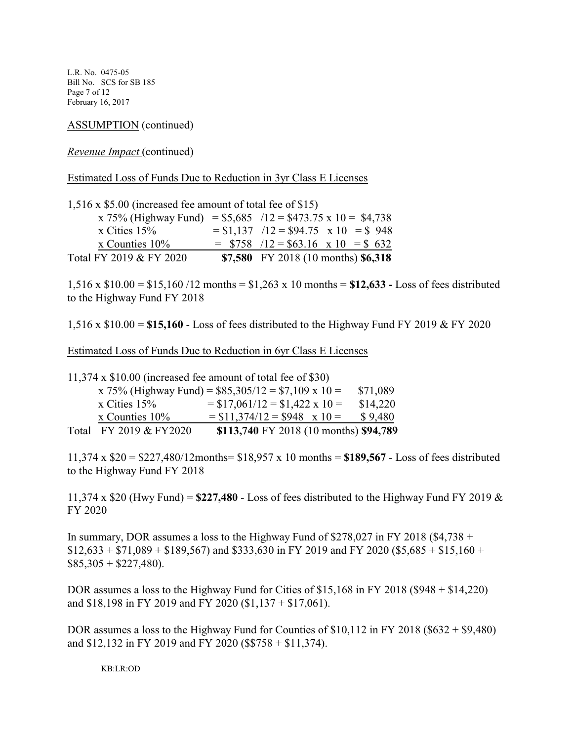ASSUMPTION (continued)

*Revenue Impact* (continued)

Estimated Loss of Funds Due to Reduction in 3yr Class E Licenses

| 1,516 x \$5.00 (increased fee amount of total fee of \$15) | | |
|---|---|---|
| x 75% (Highway Fund) | = \$5,685 /12 = \$473.75 x 10 = | \$4,738 |
| x Cities 15% | = \$1,137 /12 = \$94.75 x 10 = | \$ 948 |
| x Counties 10% | = \$758 /12 = \$63.16 x 10 = | \$ 632 |
| Total FY 2019 & FY 2020 | **\$7,580** FY 2018 (10 months) | **\$6,318** |

1,516 x \$10.00 = \$15,160 /12 months = \$1,263 x 10 months = **\$12,633 -** Loss of fees distributed to the Highway Fund FY 2018

1,516 x \$10.00 = **\$15,160** - Loss of fees distributed to the Highway Fund FY 2019 & FY 2020

Estimated Loss of Funds Due to Reduction in 6yr Class E Licenses

| 11,374 x \$10.00 (increased fee amount of total fee of \$30) | | |
|---|---|---|
| x 75% (Highway Fund) | = \$85,305/12 = \$7,109 x 10 = | \$71,089 |
| x Cities 15% | = \$17,061/12 = \$1,422 x 10 = | \$14,220 |
| x Counties 10% | = \$11,374/12 = \$948 x 10 = | \$ 9,480 |
| Total FY 2019 & FY2020 | **\$113,740** FY 2018 (10 months) | **\$94,789** |

11,374 x \$20 = \$227,480/12months= \$18,957 x 10 months = **\$189,567** - Loss of fees distributed to the Highway Fund FY 2018

11,374 x \$20 (Hwy Fund) = **\$227,480** - Loss of fees distributed to the Highway Fund FY 2019 & FY 2020

In summary, DOR assumes a loss to the Highway Fund of \$278,027 in FY 2018 (\$4,738 + \$12,633 + \$71,089 + \$189,567) and \$333,630 in FY 2019 and FY 2020 (\$5,685 + \$15,160 + \$85,305 + \$227,480).

DOR assumes a loss to the Highway Fund for Cities of \$15,168 in FY 2018 (\$948 + \$14,220) and \$18,198 in FY 2019 and FY 2020 (\$1,137 + \$17,061).

DOR assumes a loss to the Highway Fund for Counties of \$10,112 in FY 2018 (\$632 + \$9,480) and \$12,132 in FY 2019 and FY 2020 (\$\$758 + \$11,374).

KB:LR:OD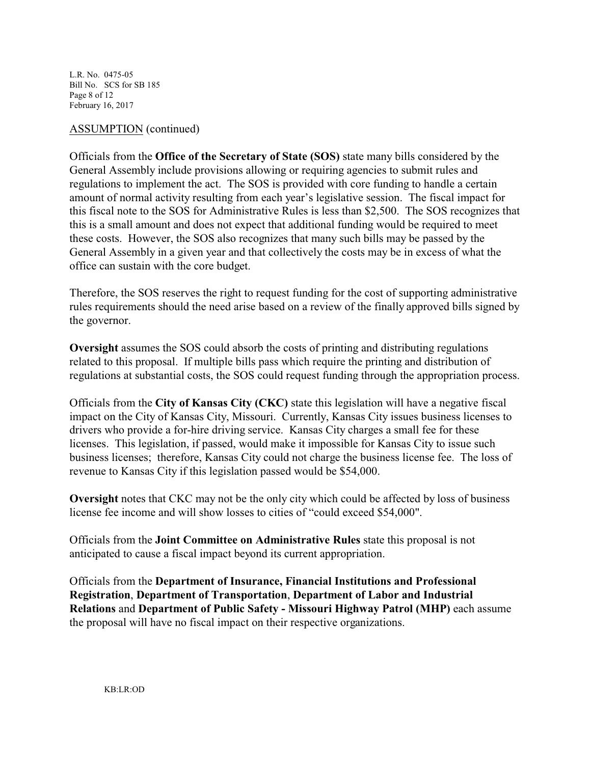ASSUMPTION (continued)

Officials from the **Office of the Secretary of State (SOS)** state many bills considered by the General Assembly include provisions allowing or requiring agencies to submit rules and regulations to implement the act. The SOS is provided with core funding to handle a certain amount of normal activity resulting from each year's legislative session. The fiscal impact for this fiscal note to the SOS for Administrative Rules is less than $2,500. The SOS recognizes that this is a small amount and does not expect that additional funding would be required to meet these costs. However, the SOS also recognizes that many such bills may be passed by the General Assembly in a given year and that collectively the costs may be in excess of what the office can sustain with the core budget.

Therefore, the SOS reserves the right to request funding for the cost of supporting administrative rules requirements should the need arise based on a review of the finally approved bills signed by the governor.

**Oversight** assumes the SOS could absorb the costs of printing and distributing regulations related to this proposal. If multiple bills pass which require the printing and distribution of regulations at substantial costs, the SOS could request funding through the appropriation process.

Officials from the **City of Kansas City (CKC)** state this legislation will have a negative fiscal impact on the City of Kansas City, Missouri. Currently, Kansas City issues business licenses to drivers who provide a for-hire driving service. Kansas City charges a small fee for these licenses. This legislation, if passed, would make it impossible for Kansas City to issue such business licenses; therefore, Kansas City could not charge the business license fee. The loss of revenue to Kansas City if this legislation passed would be $54,000.

**Oversight** notes that CKC may not be the only city which could be affected by loss of business license fee income and will show losses to cities of "could exceed $54,000".

Officials from the **Joint Committee on Administrative Rules** state this proposal is not anticipated to cause a fiscal impact beyond its current appropriation.

Officials from the **Department of Insurance, Financial Institutions and Professional Registration**, **Department of Transportation**, **Department of Labor and Industrial Relations** and **Department of Public Safety - Missouri Highway Patrol (MHP)** each assume the proposal will have no fiscal impact on their respective organizations.

KB:LR:OD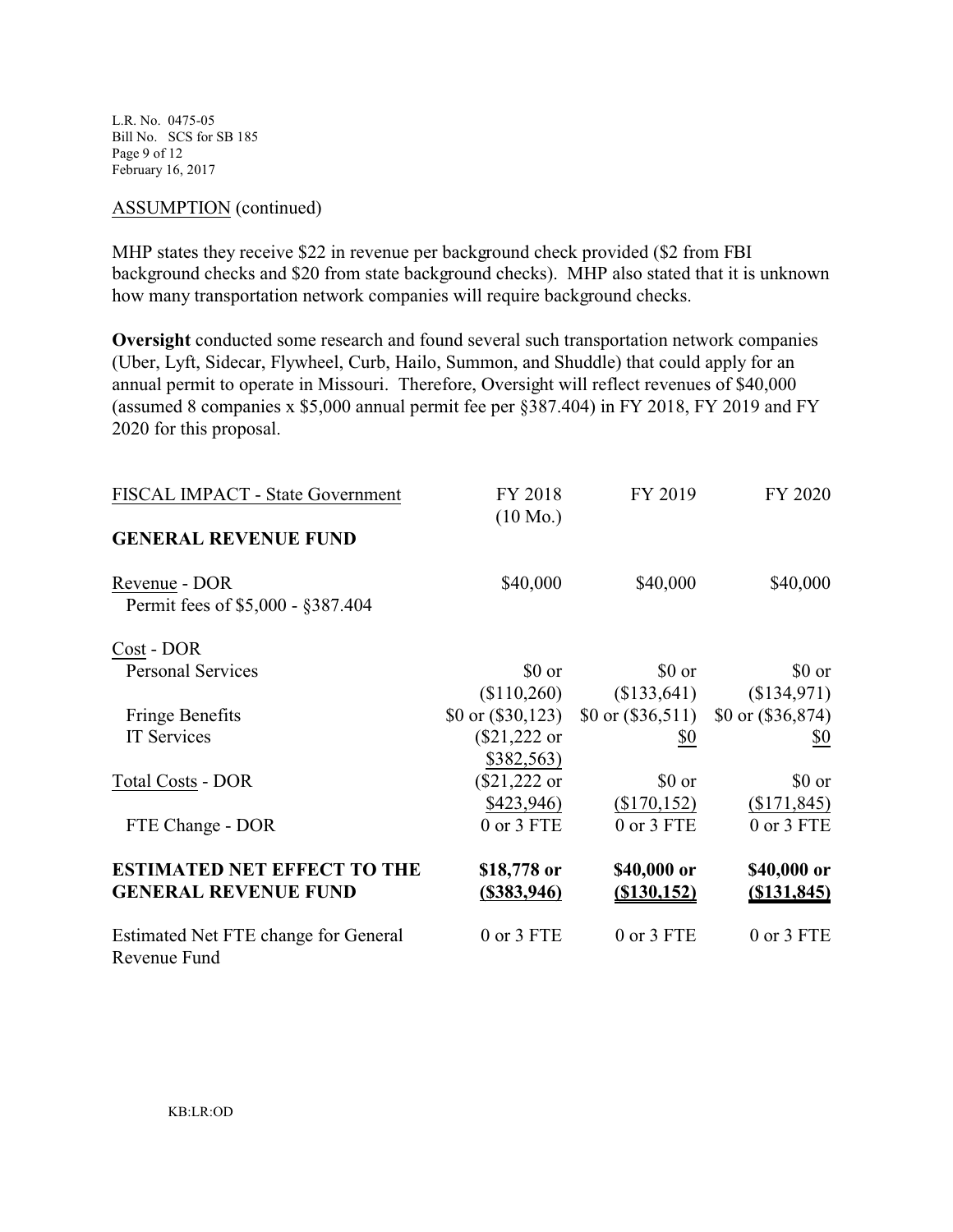ASSUMPTION (continued)

MHP states they receive $22 in revenue per background check provided ($2 from FBI background checks and $20 from state background checks). MHP also stated that it is unknown how many transportation network companies will require background checks.

**Oversight** conducted some research and found several such transportation network companies (Uber, Lyft, Sidecar, Flywheel, Curb, Hailo, Summon, and Shuddle) that could apply for an annual permit to operate in Missouri. Therefore, Oversight will reflect revenues of $40,000 (assumed 8 companies x $5,000 annual permit fee per §387.404) in FY 2018, FY 2019 and FY 2020 for this proposal.

| FISCAL IMPACT - State Government | FY 2018 (10 Mo.) | FY 2019 | FY 2020 |
|---|---|---|---|
| **GENERAL REVENUE FUND** | | | |
| Revenue - DOR<br>Permit fees of $5,000 - §387.404 | $40,000 | $40,000 | $40,000 |
| Cost - DOR | | | |
| Personal Services | $0 or ($110,260) | $0 or ($133,641) | $0 or ($134,971) |
| Fringe Benefits | $0 or ($30,123) | $0 or ($36,511) | $0 or ($36,874) |
| IT Services | ($21,222 or $382,563) | $0 | $0 |
| Total Costs - DOR | ($21,222 or $423,946) | $0 or ($170,152) | $0 or ($171,845) |
| FTE Change - DOR | 0 or 3 FTE | 0 or 3 FTE | 0 or 3 FTE |
| **ESTIMATED NET EFFECT TO THE GENERAL REVENUE FUND** | **$18,778 or ($383,946)** | **$40,000 or ($130,152)** | **$40,000 or ($131,845)** |
| Estimated Net FTE change for General Revenue Fund | 0 or 3 FTE | 0 or 3 FTE | 0 or 3 FTE |

KB:LR:OD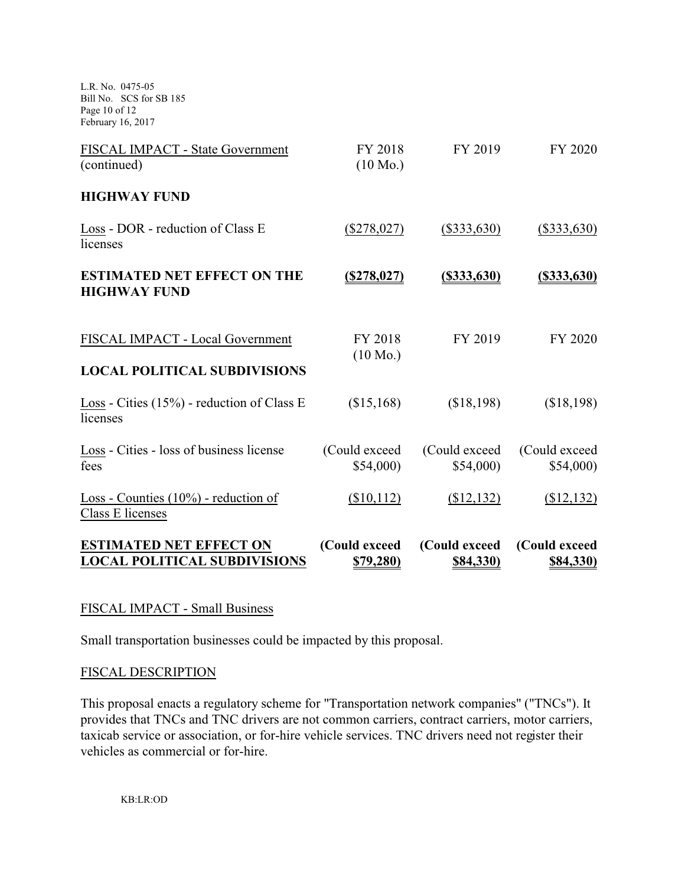| FISCAL IMPACT - State Government (continued) | FY 2018 (10 Mo.) | FY 2019 | FY 2020 |
|---|---|---|---|
| **HIGHWAY FUND** | | | |
| Loss - DOR - reduction of Class E licenses | ($278,027) | ($333,630) | ($333,630) |
| **ESTIMATED NET EFFECT ON THE HIGHWAY FUND** | **($278,027)** | **($333,630)** | **($333,630)** |

| FISCAL IMPACT - Local Government | FY 2018 (10 Mo.) | FY 2019 | FY 2020 |
|---|---|---|---|
| **LOCAL POLITICAL SUBDIVISIONS** | | | |
| Loss - Cities (15%) - reduction of Class E licenses | ($15,168) | ($18,198) | ($18,198) |
| Loss - Cities - loss of business license fees | (Could exceed $54,000) | (Could exceed $54,000) | (Could exceed $54,000) |
| Loss - Counties (10%) - reduction of Class E licenses | ($10,112) | ($12,132) | ($12,132) |
| **ESTIMATED NET EFFECT ON LOCAL POLITICAL SUBDIVISIONS** | **(Could exceed $79,280)** | **(Could exceed $84,330)** | **(Could exceed $84,330)** |

## FISCAL IMPACT - Small Business

Small transportation businesses could be impacted by this proposal.

## FISCAL DESCRIPTION

This proposal enacts a regulatory scheme for "Transportation network companies" ("TNCs"). It provides that TNCs and TNC drivers are not common carriers, contract carriers, motor carriers, taxicab service or association, or for-hire vehicle services. TNC drivers need not register their vehicles as commercial or for-hire.

KB:LR:OD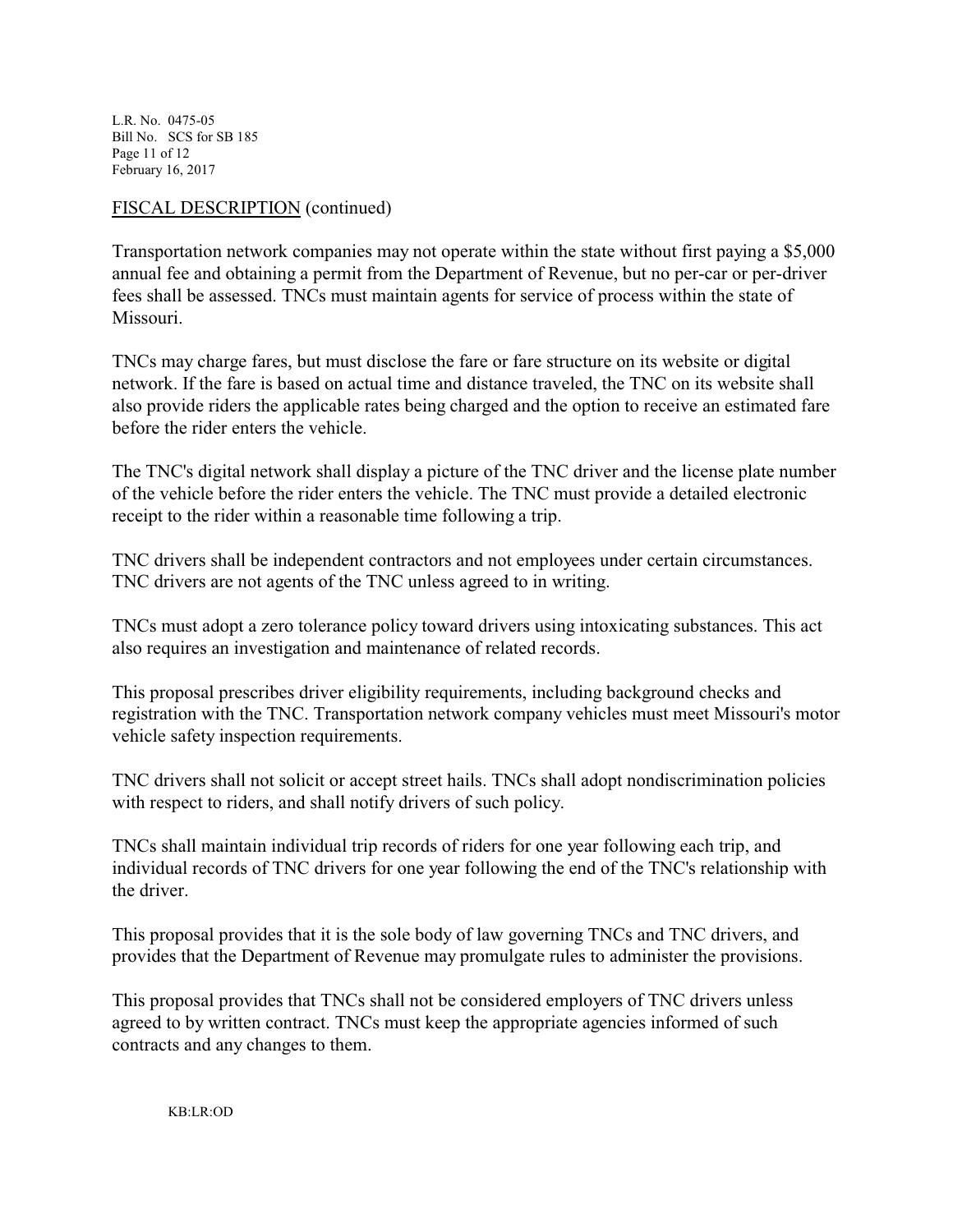FISCAL DESCRIPTION (continued)

Transportation network companies may not operate within the state without first paying a $5,000 annual fee and obtaining a permit from the Department of Revenue, but no per-car or per-driver fees shall be assessed. TNCs must maintain agents for service of process within the state of Missouri.

TNCs may charge fares, but must disclose the fare or fare structure on its website or digital network. If the fare is based on actual time and distance traveled, the TNC on its website shall also provide riders the applicable rates being charged and the option to receive an estimated fare before the rider enters the vehicle.

The TNC's digital network shall display a picture of the TNC driver and the license plate number of the vehicle before the rider enters the vehicle. The TNC must provide a detailed electronic receipt to the rider within a reasonable time following a trip.

TNC drivers shall be independent contractors and not employees under certain circumstances. TNC drivers are not agents of the TNC unless agreed to in writing.

TNCs must adopt a zero tolerance policy toward drivers using intoxicating substances. This act also requires an investigation and maintenance of related records.

This proposal prescribes driver eligibility requirements, including background checks and registration with the TNC. Transportation network company vehicles must meet Missouri's motor vehicle safety inspection requirements.

TNC drivers shall not solicit or accept street hails. TNCs shall adopt nondiscrimination policies with respect to riders, and shall notify drivers of such policy.

TNCs shall maintain individual trip records of riders for one year following each trip, and individual records of TNC drivers for one year following the end of the TNC's relationship with the driver.

This proposal provides that it is the sole body of law governing TNCs and TNC drivers, and provides that the Department of Revenue may promulgate rules to administer the provisions.

This proposal provides that TNCs shall not be considered employers of TNC drivers unless agreed to by written contract. TNCs must keep the appropriate agencies informed of such contracts and any changes to them.

KB:LR:OD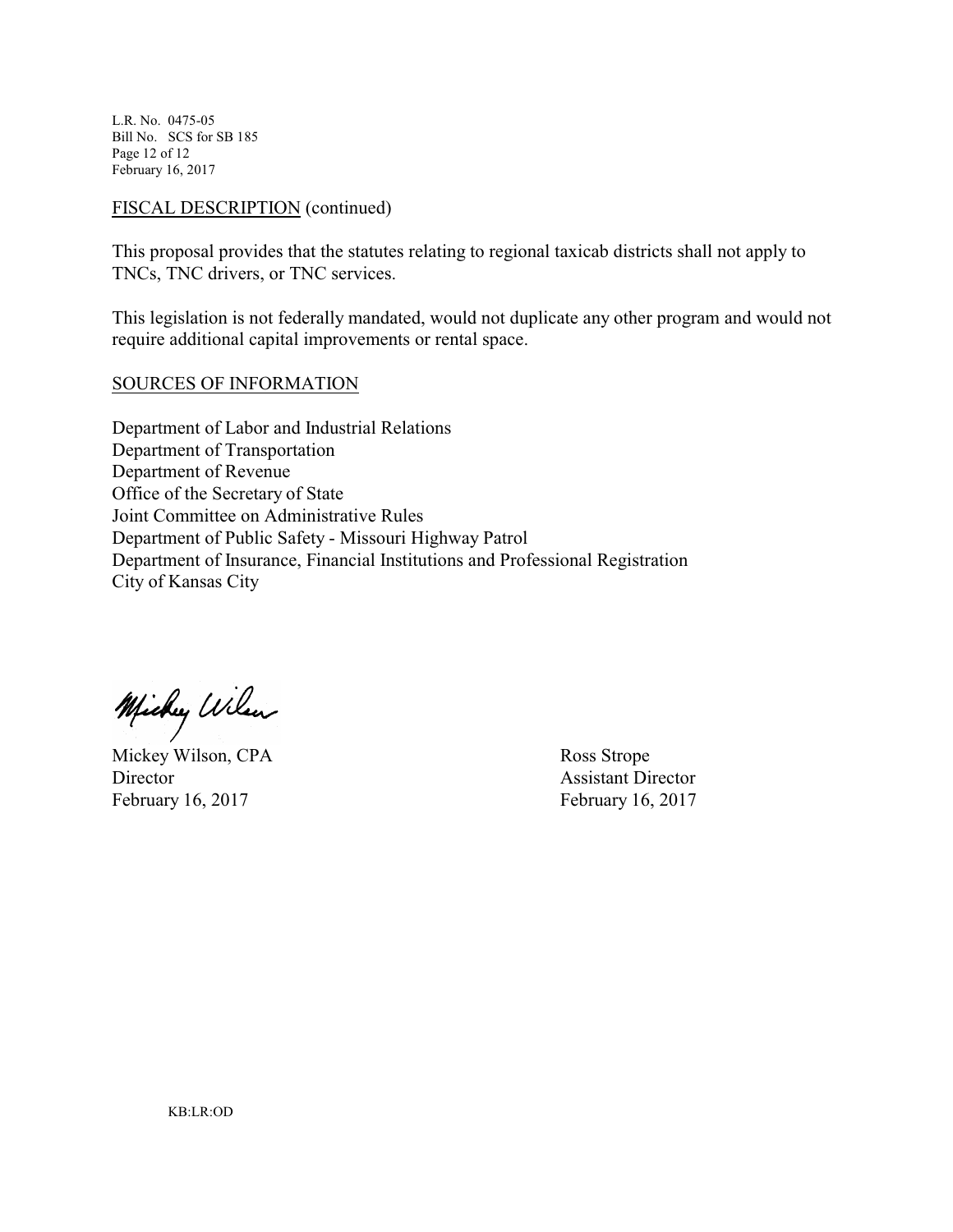FISCAL DESCRIPTION (continued)

This proposal provides that the statutes relating to regional taxicab districts shall not apply to TNCs, TNC drivers, or TNC services.

This legislation is not federally mandated, would not duplicate any other program and would not require additional capital improvements or rental space.

SOURCES OF INFORMATION

Department of Labor and Industrial Relations
Department of Transportation
Department of Revenue
Office of the Secretary of State
Joint Committee on Administrative Rules
Department of Public Safety - Missouri Highway Patrol
Department of Insurance, Financial Institutions and Professional Registration
City of Kansas City

Mickey Wilson, CPA
Director
February 16, 2017

Ross Strope
Assistant Director
February 16, 2017

KB:LR:OD